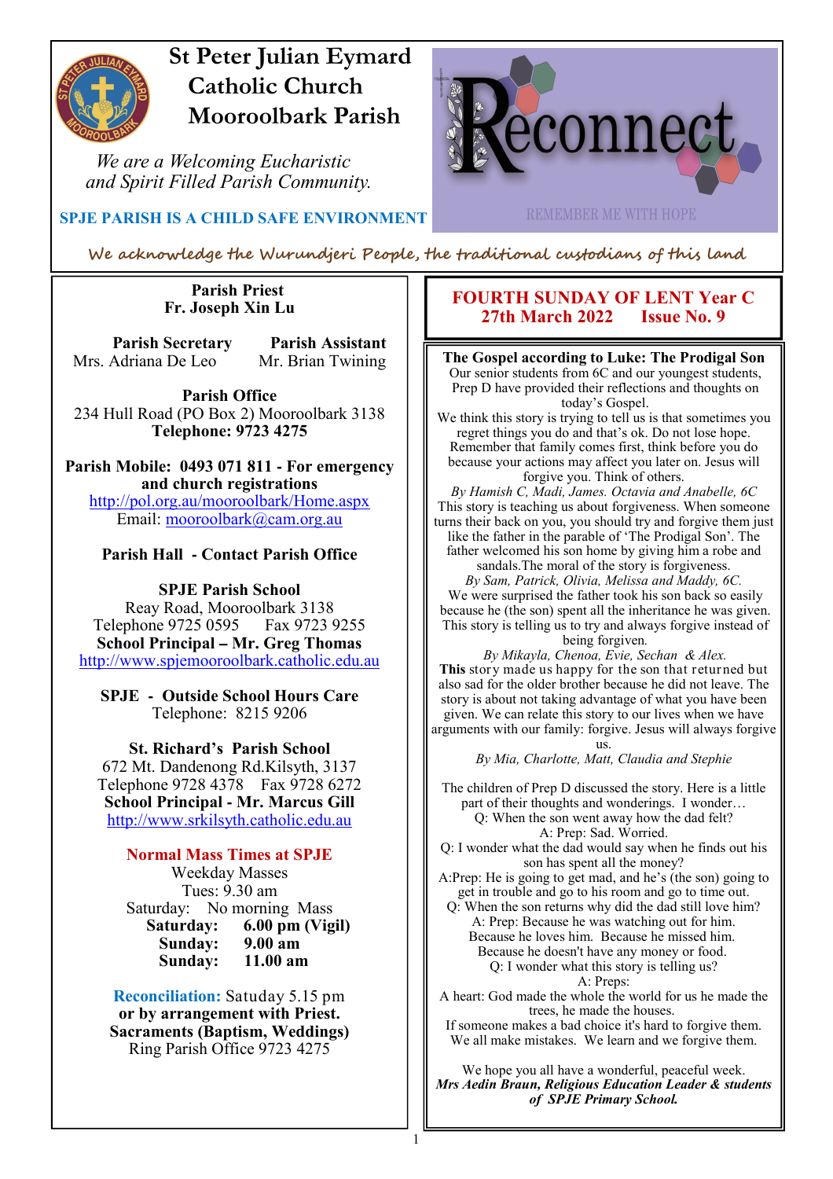# St Peter Julian Eymard Catholic Church Mooroolbark Parish

*We are a Welcoming Eucharistic and Spirit Filled Parish Community.*

**SPJE PARISH IS A CHILD SAFE ENVIRONMENT**

Reconnect

REMEMBER ME WITH HOPE

*We acknowledge the Wurundjeri People, the traditional custodians of this land*

**Parish Priest**
**Fr. Joseph Xin Lu**

**Parish Secretary**
Mrs. Adriana De Leo

**Parish Assistant**
Mr. Brian Twining

**Parish Office**
234 Hull Road (PO Box 2) Mooroolbark 3138
**Telephone: 9723 4275**

**Parish Mobile: 0493 071 811 - For emergency and church registrations**
http://pol.org.au/mooroolbark/Home.aspx
Email: mooroolbark@cam.org.au

**Parish Hall - Contact Parish Office**

**SPJE Parish School**
Reay Road, Mooroolbark 3138
Telephone 9725 0595 Fax 9723 9255
**School Principal – Mr. Greg Thomas**
http://www.spjemooroolbark.catholic.edu.au

**SPJE - Outside School Hours Care**
Telephone: 8215 9206

**St. Richard's Parish School**
672 Mt. Dandenong Rd.Kilsyth, 3137
Telephone 9728 4378 Fax 9728 6272
**School Principal - Mr. Marcus Gill**
http://www.srkilsyth.catholic.edu.au

**Normal Mass Times at SPJE**
Weekday Masses
Tues: 9.30 am
Saturday: No morning Mass
**Saturday: 6.00 pm (Vigil)**
**Sunday: 9.00 am**
**Sunday: 11.00 am**

**Reconciliation:** Satuday 5.15 pm
**or by arrangement with Priest.**
**Sacraments (Baptism, Weddings)**
Ring Parish Office 9723 4275

## FOURTH SUNDAY OF LENT Year C
## 27th March 2022 Issue No. 9

**The Gospel according to Luke: The Prodigal Son**

Our senior students from 6C and our youngest students, Prep D have provided their reflections and thoughts on today's Gospel.

We think this story is trying to tell us is that sometimes you regret things you do and that's ok. Do not lose hope. Remember that family comes first, think before you do because your actions may affect you later on. Jesus will forgive you. Think of others.

*By Hamish C, Madi, James. Octavia and Anabelle, 6C*

This story is teaching us about forgiveness. When someone turns their back on you, you should try and forgive them just like the father in the parable of 'The Prodigal Son'. The father welcomed his son home by giving him a robe and sandals.The moral of the story is forgiveness.

*By Sam, Patrick, Olivia, Melissa and Maddy, 6C.*

We were surprised the father took his son back so easily because he (the son) spent all the inheritance he was given. This story is telling us to try and always forgive instead of being forgiven.

*By Mikayla, Chenoa, Evie, Sechan & Alex.*

**This** story made us happy for the son that returned but also sad for the older brother because he did not leave. The story is about not taking advantage of what you have been given. We can relate this story to our lives when we have arguments with our family: forgive. Jesus will always forgive us.

*By Mia, Charlotte, Matt, Claudia and Stephie*

The children of Prep D discussed the story. Here is a little part of their thoughts and wonderings. I wonder…

Q: When the son went away how the dad felt?
A: Prep: Sad. Worried.
Q: I wonder what the dad would say when he finds out his son has spent all the money?
A:Prep: He is going to get mad, and he's (the son) going to get in trouble and go to his room and go to time out.
Q: When the son returns why did the dad still love him?
A: Prep: Because he was watching out for him. Because he loves him. Because he missed him. Because he doesn't have any money or food.
Q: I wonder what this story is telling us?
A: Preps:
A heart: God made the whole the world for us he made the trees, he made the houses.
If someone makes a bad choice it's hard to forgive them. We all make mistakes. We learn and we forgive them.

We hope you all have a wonderful, peaceful week.
***Mrs Aedin Braun, Religious Education Leader & students of SPJE Primary School.***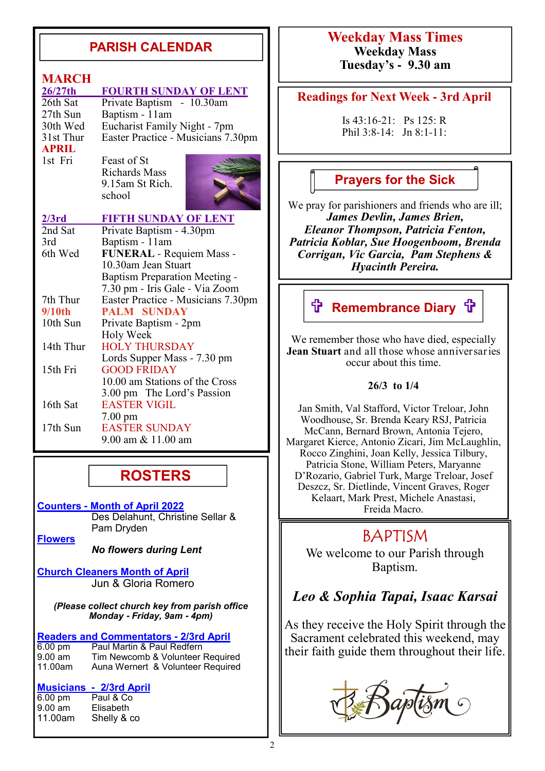## PARISH CALENDAR

### MARCH

| | |
|---|---|
| **26/27th** | **FOURTH SUNDAY OF LENT** |
| 26th Sat | Private Baptism - 10.30am |
| 27th Sun | Baptism - 11am |
| 30th Wed | Eucharist Family Night - 7pm |
| 31st Thur | Easter Practice - Musicians 7.30pm |

### APRIL

| | |
|---|---|
| 1st Fri | Feast of St Richards Mass 9.15am St Rich. school |
| **2/3rd** | **FIFTH SUNDAY OF LENT** |
| 2nd Sat | Private Baptism - 4.30pm |
| 3rd | Baptism - 11am |
| 6th Wed | **FUNERAL** - Requiem Mass - 10.30am Jean Stuart |
| | Baptism Preparation Meeting - 7.30 pm - Iris Gale - Via Zoom |
| 7th Thur | Easter Practice - Musicians 7.30pm |
| **9/10th** | **PALM SUNDAY** |
| 10th Sun | Private Baptism - 2pm |
| | Holy Week |
| 14th Thur | HOLY THURSDAY |
| | Lords Supper Mass - 7.30 pm |
| 15th Fri | GOOD FRIDAY |
| | 10.00 am Stations of the Cross |
| | 3.00 pm The Lord's Passion |
| 16th Sat | EASTER VIGIL |
| | 7.00 pm |
| 17th Sun | EASTER SUNDAY |
| | 9.00 am & 11.00 am |

## ROSTERS

**Counters - Month of April 2022**
Des Delahunt, Christine Sellar & Pam Dryden

**Flowers**
*No flowers during Lent*

**Church Cleaners Month of April**
Jun & Gloria Romero

*(Please collect church key from parish office Monday - Friday, 9am - 4pm)*

**Readers and Commentators - 2/3rd April**

| | |
|---|---|
| 6.00 pm | Paul Martin & Paul Redfern |
| 9.00 am | Tim Newcomb & Volunteer Required |
| 11.00am | Auna Wernert & Volunteer Required |

**Musicians - 2/3rd April**

| | |
|---|---|
| 6.00 pm | Paul & Co |
| 9.00 am | Elisabeth |
| 11.00am | Shelly & co |

## Weekday Mass Times

**Weekday Mass**
**Tuesday's - 9.30 am**

## Readings for Next Week - 3rd April

Is 43:16-21: Ps 125: R
Phil 3:8-14: Jn 8:1-11:

## Prayers for the Sick

We pray for parishioners and friends who are ill;
***James Devlin, James Brien, Eleanor Thompson, Patricia Fenton, Patricia Koblar, Sue Hoogenboom, Brenda Corrigan, Vic Garcia, Pam Stephens & Hyacinth Pereira.***

## ✞ Remembrance Diary ✞

We remember those who have died, especially **Jean Stuart** and all those whose anniversaries occur about this time.

**26/3 to 1/4**

Jan Smith, Val Stafford, Victor Treloar, John Woodhouse, Sr. Brenda Keary RSJ, Patricia McCann, Bernard Brown, Antonia Tejero, Margaret Kierce, Antonio Zicari, Jim McLaughlin, Rocco Zinghini, Joan Kelly, Jessica Tilbury, Patricia Stone, William Peters, Maryanne D'Rozario, Gabriel Turk, Marge Treloar, Josef Deszcz, Sr. Dietlinde, Vincent Graves, Roger Kelaart, Mark Prest, Michele Anastasi, Freida Macro.

## BAPTISM

We welcome to our Parish through Baptism.

***Leo & Sophia Tapai, Isaac Karsai***

As they receive the Holy Spirit through the Sacrament celebrated this weekend, may their faith guide them throughout their life.

Baptism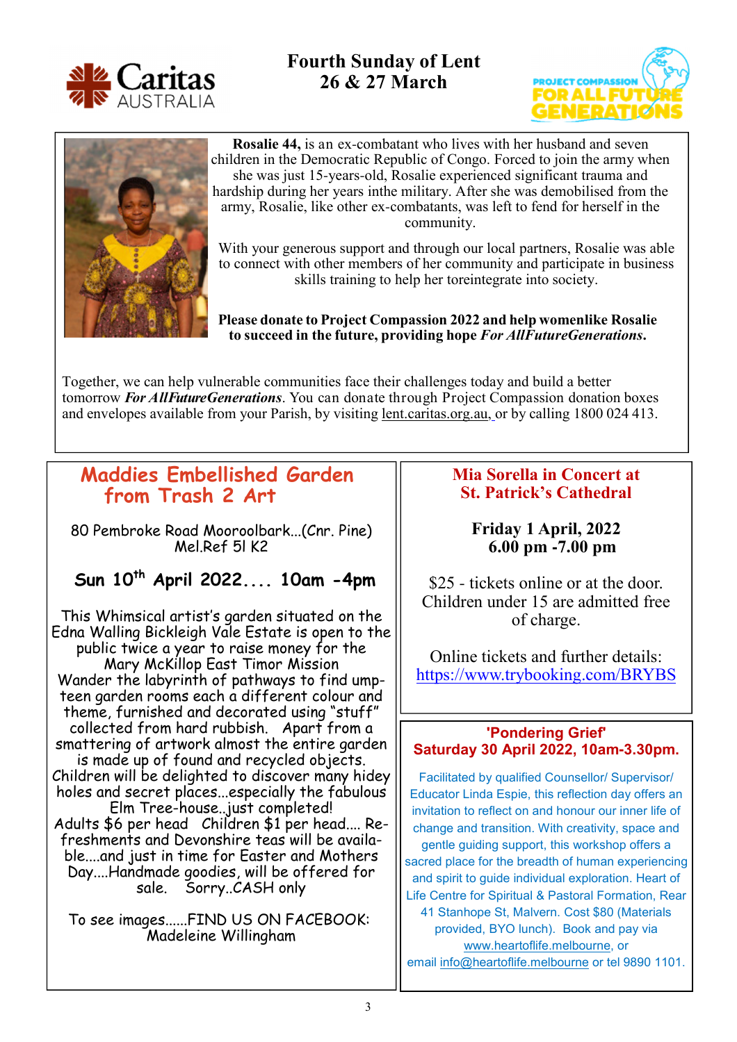Caritas AUSTRALIA

# Fourth Sunday of Lent
## 26 & 27 March

PROJECT COMPASSION FOR ALL FUTURE GENERATIONS

**Rosalie 44,** is an ex-combatant who lives with her husband and seven children in the Democratic Republic of Congo. Forced to join the army when she was just 15-years-old, Rosalie experienced significant trauma and hardship during her years inthe military. After she was demobilised from the army, Rosalie, like other ex-combatants, was left to fend for herself in the community.

With your generous support and through our local partners, Rosalie was able to connect with other members of her community and participate in business skills training to help her toreintegrate into society.

**Please donate to Project Compassion 2022 and help womenlike Rosalie to succeed in the future, providing hope *For AllFutureGenerations*.**

Together, we can help vulnerable communities face their challenges today and build a better tomorrow ***For AllFutureGenerations***. You can donate through Project Compassion donation boxes and envelopes available from your Parish, by visiting lent.caritas.org.au, or by calling 1800 024 413.

## Maddies Embellished Garden from Trash 2 Art

80 Pembroke Road Mooroolbark...(Cnr. Pine)
Mel.Ref 51 K2

**Sun 10th April 2022.... 10am -4pm**

This Whimsical artist's garden situated on the Edna Walling Bickleigh Vale Estate is open to the public twice a year to raise money for the Mary McKillop East Timor Mission
Wander the labyrinth of pathways to find umpteen garden rooms each a different colour and theme, furnished and decorated using "stuff" collected from hard rubbish. Apart from a smattering of artwork almost the entire garden is made up of found and recycled objects.
Children will be delighted to discover many hidey holes and secret places...especially the fabulous Elm Tree-house..just completed!
Adults $6 per head Children $1 per head.... Refreshments and Devonshire teas will be available....and just in time for Easter and Mothers Day....Handmade goodies, will be offered for sale. Sorry..CASH only

To see images......FIND US ON FACEBOOK: Madeleine Willingham

## Mia Sorella in Concert at St. Patrick's Cathedral

**Friday 1 April, 2022**
**6.00 pm -7.00 pm**

$25 - tickets online or at the door. Children under 15 are admitted free of charge.

Online tickets and further details: https://www.trybooking.com/BRYBS

## 'Pondering Grief' Saturday 30 April 2022, 10am-3.30pm.

Facilitated by qualified Counsellor/ Supervisor/ Educator Linda Espie, this reflection day offers an invitation to reflect on and honour our inner life of change and transition. With creativity, space and gentle guiding support, this workshop offers a sacred place for the breadth of human experiencing and spirit to guide individual exploration. Heart of Life Centre for Spiritual & Pastoral Formation, Rear 41 Stanhope St, Malvern. Cost $80 (Materials provided, BYO lunch). Book and pay via www.heartoflife.melbourne, or email info@heartoflife.melbourne or tel 9890 1101.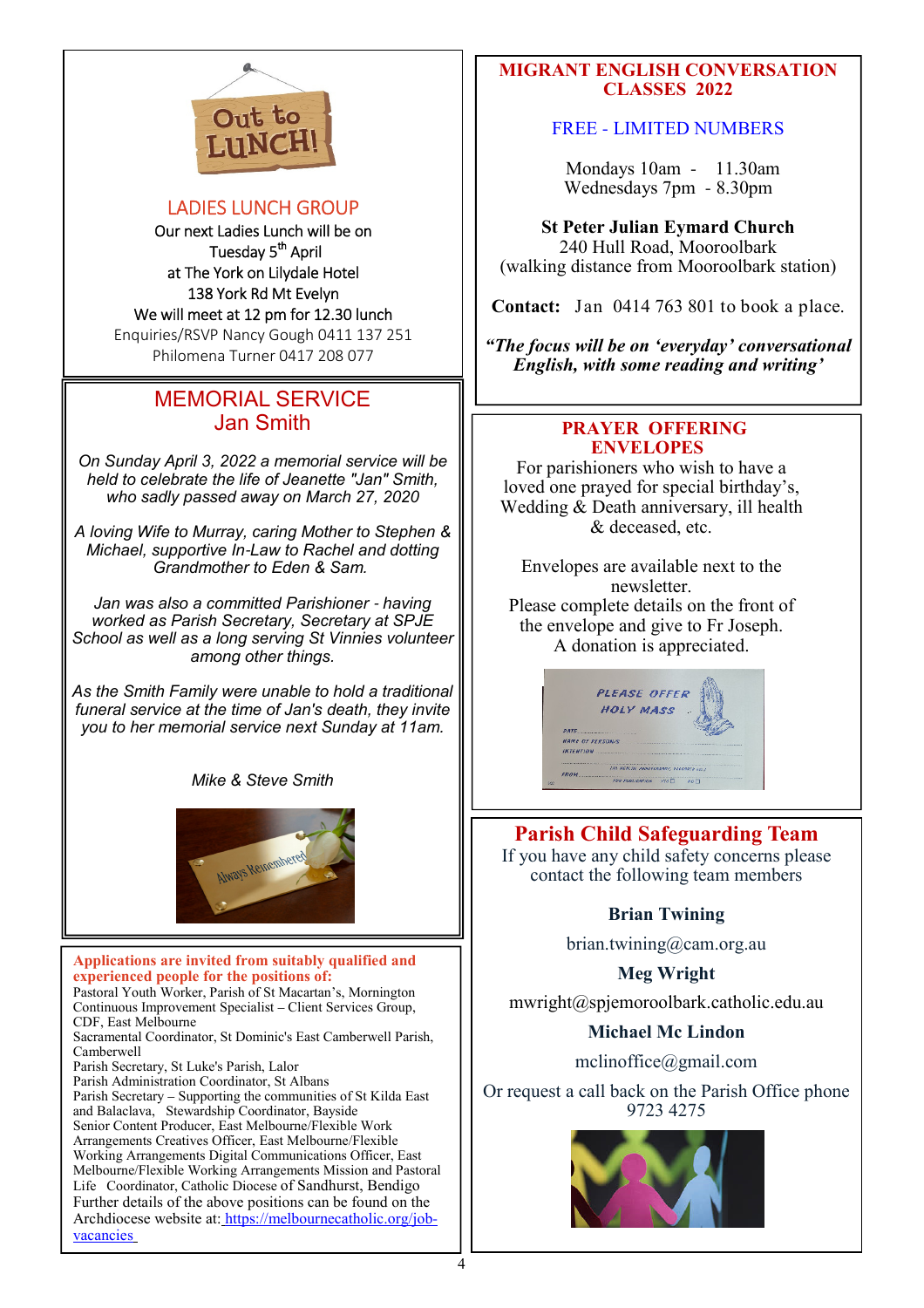## LADIES LUNCH GROUP

Our next Ladies Lunch will be on
Tuesday 5th April
at The York on Lilydale Hotel
138 York Rd Mt Evelyn
We will meet at 12 pm for 12.30 lunch
Enquiries/RSVP Nancy Gough 0411 137 251
Philomena Turner 0417 208 077

## MEMORIAL SERVICE
## Jan Smith

*On Sunday April 3, 2022 a memorial service will be held to celebrate the life of Jeanette "Jan" Smith, who sadly passed away on March 27, 2020*

*A loving Wife to Murray, caring Mother to Stephen & Michael, supportive In-Law to Rachel and dotting Grandmother to Eden & Sam.*

*Jan was also a committed Parishioner - having worked as Parish Secretary, Secretary at SPJE School as well as a long serving St Vinnies volunteer among other things.*

*As the Smith Family were unable to hold a traditional funeral service at the time of Jan's death, they invite you to her memorial service next Sunday at 11am.*

*Mike & Steve Smith*

**Applications are invited from suitably qualified and experienced people for the positions of:**

Pastoral Youth Worker, Parish of St Macartan's, Mornington
Continuous Improvement Specialist – Client Services Group, CDF, East Melbourne
Sacramental Coordinator, St Dominic's East Camberwell Parish, Camberwell
Parish Secretary, St Luke's Parish, Lalor
Parish Administration Coordinator, St Albans
Parish Secretary – Supporting the communities of St Kilda East and Balaclava, Stewardship Coordinator, Bayside
Senior Content Producer, East Melbourne/Flexible Work Arrangements Creatives Officer, East Melbourne/Flexible Working Arrangements Digital Communications Officer, East Melbourne/Flexible Working Arrangements Mission and Pastoral Life Coordinator, Catholic Diocese of Sandhurst, Bendigo
Further details of the above positions can be found on the Archdiocese website at: https://melbournecatholic.org/job-vacancies

## MIGRANT ENGLISH CONVERSATION CLASSES 2022

FREE - LIMITED NUMBERS

Mondays 10am - 11.30am
Wednesdays 7pm - 8.30pm

**St Peter Julian Eymard Church**
240 Hull Road, Mooroolbark
(walking distance from Mooroolbark station)

**Contact:** Jan 0414 763 801 to book a place.

***"The focus will be on 'everyday' conversational English, with some reading and writing'***

## PRAYER OFFERING ENVELOPES

For parishioners who wish to have a loved one prayed for special birthday's, Wedding & Death anniversary, ill health & deceased, etc.

Envelopes are available next to the newsletter.
Please complete details on the front of the envelope and give to Fr Joseph.
A donation is appreciated.

## Parish Child Safeguarding Team

If you have any child safety concerns please contact the following team members

**Brian Twining**
brian.twining@cam.org.au

**Meg Wright**
mwright@spjemoroolbark.catholic.edu.au

**Michael Mc Lindon**
mclinoffice@gmail.com

Or request a call back on the Parish Office phone 9723 4275